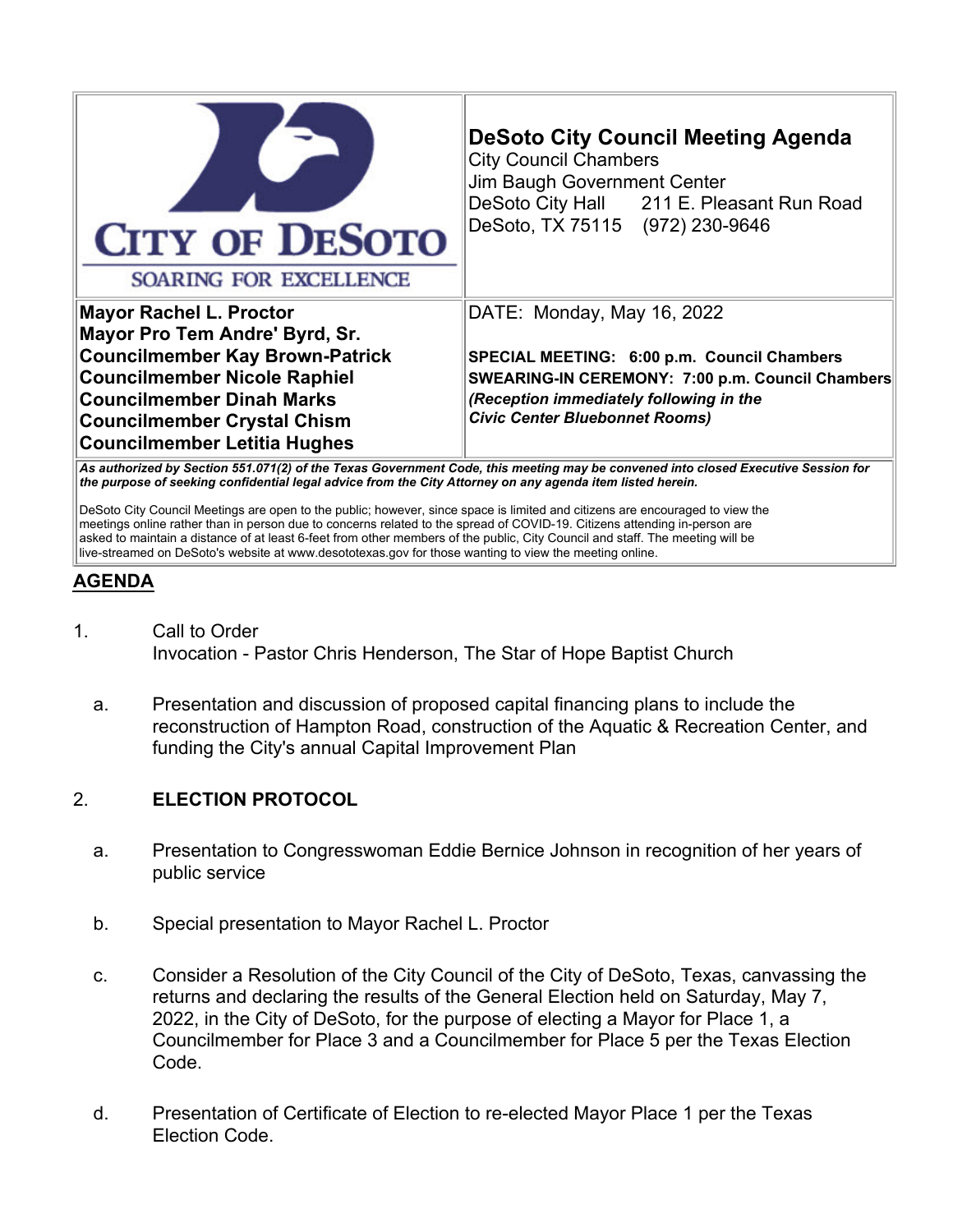CITY OF DESOTO

SOARING FOR EXCELLENCE

# DeSoto City Council Meeting Agenda

City Council Chambers
Jim Baugh Government Center
DeSoto City Hall 211 E. Pleasant Run Road
DeSoto, TX 75115 (972) 230-9646

**Mayor Rachel L. Proctor**
**Mayor Pro Tem Andre' Byrd, Sr.**
**Councilmember Kay Brown-Patrick**
**Councilmember Nicole Raphiel**
**Councilmember Dinah Marks**
**Councilmember Crystal Chism**
**Councilmember Letitia Hughes**

DATE: Monday, May 16, 2022

**SPECIAL MEETING: 6:00 p.m. Council Chambers**
**SWEARING-IN CEREMONY: 7:00 p.m. Council Chambers**
***(Reception immediately following in the Civic Center Bluebonnet Rooms)***

***As authorized by Section 551.071(2) of the Texas Government Code, this meeting may be convened into closed Executive Session for the purpose of seeking confidential legal advice from the City Attorney on any agenda item listed herein.***

DeSoto City Council Meetings are open to the public; however, since space is limited and citizens are encouraged to view the meetings online rather than in person due to concerns related to the spread of COVID-19. Citizens attending in-person are asked to maintain a distance of at least 6-feet from other members of the public, City Council and staff. The meeting will be live-streamed on DeSoto's website at www.desototexas.gov for those wanting to view the meeting online.

## AGENDA

1. Call to Order
   Invocation - Pastor Chris Henderson, The Star of Hope Baptist Church

   a. Presentation and discussion of proposed capital financing plans to include the reconstruction of Hampton Road, construction of the Aquatic & Recreation Center, and funding the City's annual Capital Improvement Plan

2. **ELECTION PROTOCOL**

   a. Presentation to Congresswoman Eddie Bernice Johnson in recognition of her years of public service

   b. Special presentation to Mayor Rachel L. Proctor

   c. Consider a Resolution of the City Council of the City of DeSoto, Texas, canvassing the returns and declaring the results of the General Election held on Saturday, May 7, 2022, in the City of DeSoto, for the purpose of electing a Mayor for Place 1, a Councilmember for Place 3 and a Councilmember for Place 5 per the Texas Election Code.

   d. Presentation of Certificate of Election to re-elected Mayor Place 1 per the Texas Election Code.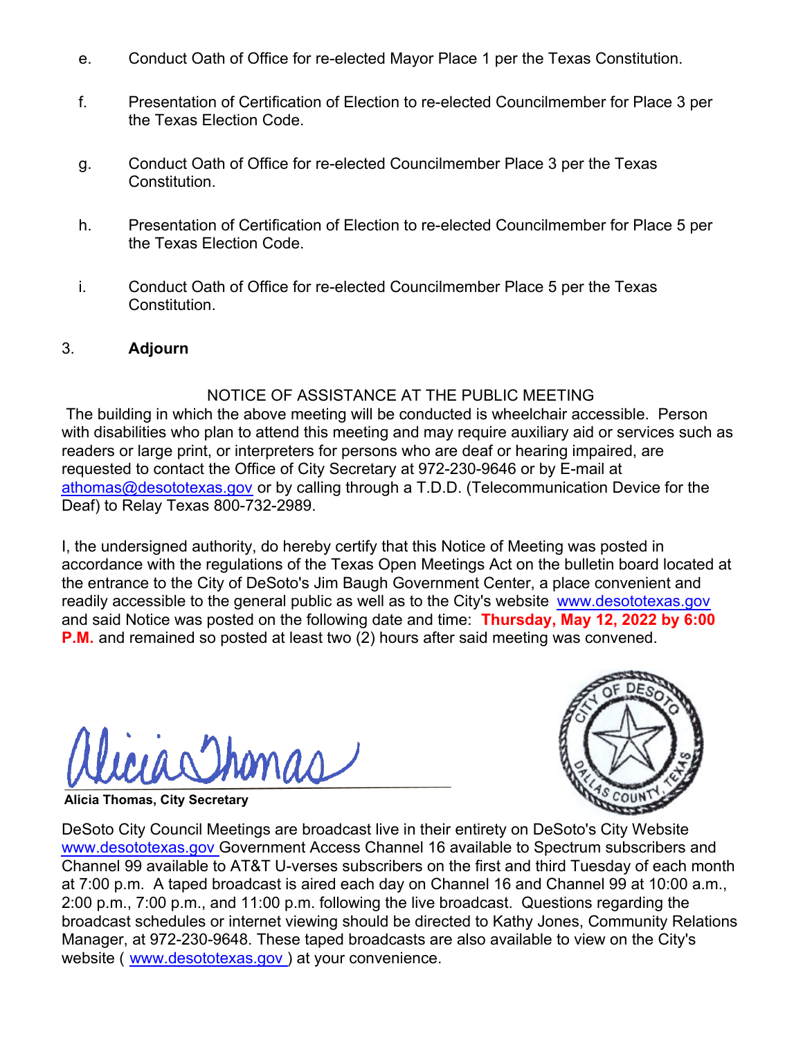e. Conduct Oath of Office for re-elected Mayor Place 1 per the Texas Constitution.

f. Presentation of Certification of Election to re-elected Councilmember for Place 3 per the Texas Election Code.

g. Conduct Oath of Office for re-elected Councilmember Place 3 per the Texas Constitution.

h. Presentation of Certification of Election to re-elected Councilmember for Place 5 per the Texas Election Code.

i. Conduct Oath of Office for re-elected Councilmember Place 5 per the Texas Constitution.

3. **Adjourn**

NOTICE OF ASSISTANCE AT THE PUBLIC MEETING

The building in which the above meeting will be conducted is wheelchair accessible. Person with disabilities who plan to attend this meeting and may require auxiliary aid or services such as readers or large print, or interpreters for persons who are deaf or hearing impaired, are requested to contact the Office of City Secretary at 972-230-9646 or by E-mail at athomas@desototexas.gov or by calling through a T.D.D. (Telecommunication Device for the Deaf) to Relay Texas 800-732-2989.

I, the undersigned authority, do hereby certify that this Notice of Meeting was posted in accordance with the regulations of the Texas Open Meetings Act on the bulletin board located at the entrance to the City of DeSoto's Jim Baugh Government Center, a place convenient and readily accessible to the general public as well as to the City's website www.desototexas.gov and said Notice was posted on the following date and time: **Thursday, May 12, 2022 by 6:00 P.M.** and remained so posted at least two (2) hours after said meeting was convened.

Alicia Thomas

**Alicia Thomas, City Secretary**

CITY OF DESOTO DALLAS COUNTY, TEXAS

DeSoto City Council Meetings are broadcast live in their entirety on DeSoto's City Website www.desototexas.gov Government Access Channel 16 available to Spectrum subscribers and Channel 99 available to AT&T U-verses subscribers on the first and third Tuesday of each month at 7:00 p.m. A taped broadcast is aired each day on Channel 16 and Channel 99 at 10:00 a.m., 2:00 p.m., 7:00 p.m., and 11:00 p.m. following the live broadcast. Questions regarding the broadcast schedules or internet viewing should be directed to Kathy Jones, Community Relations Manager, at 972-230-9648. These taped broadcasts are also available to view on the City's website ( www.desototexas.gov ) at your convenience.